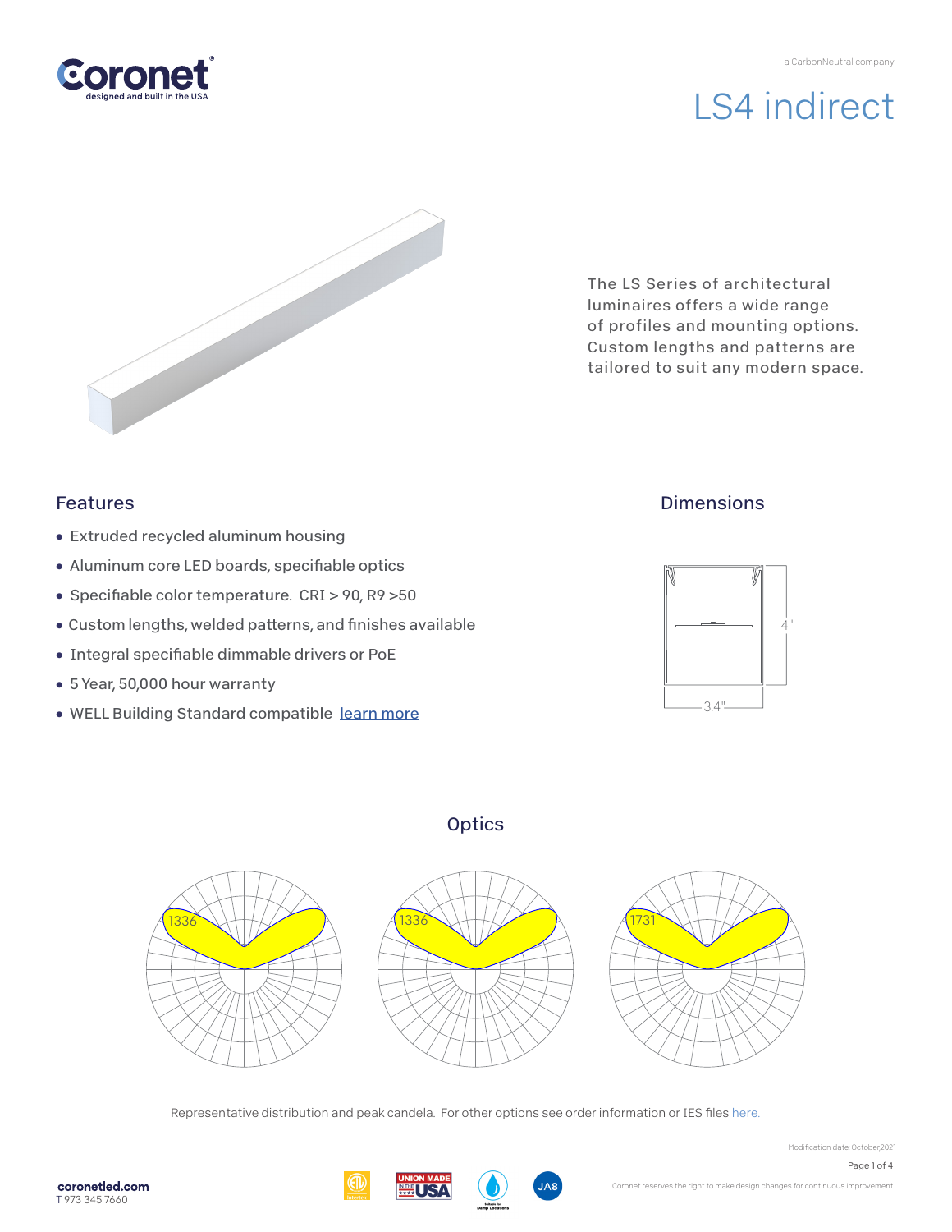a CarbonNeutral company

# LS4 indirect

The LS Series of architectural luminaires offers a wide range of profiles and mounting options. Custom lengths and patterns are tailored to suit any modern space.

## Features

- Extruded recycled aluminum housing
- Aluminum core LED boards, specifiable optics
- Specifiable color temperature. CRI > 90, R9 >50
- Custom lengths, welded patterns, and finishes available
- Integral specifiable dimmable drivers or PoE
- 5 Year, 50,000 hour warranty
- WELL Building Standard compatible learn more

## Dimensions

4"

3.4"

## Optics

1336

1336

1731

Representative distribution and peak candela. For other options see order information or IES files here.

Modification date: October,2021

coronetled.com
T 973 345 7660

Coronet reserves the right to make design changes for continuous improvement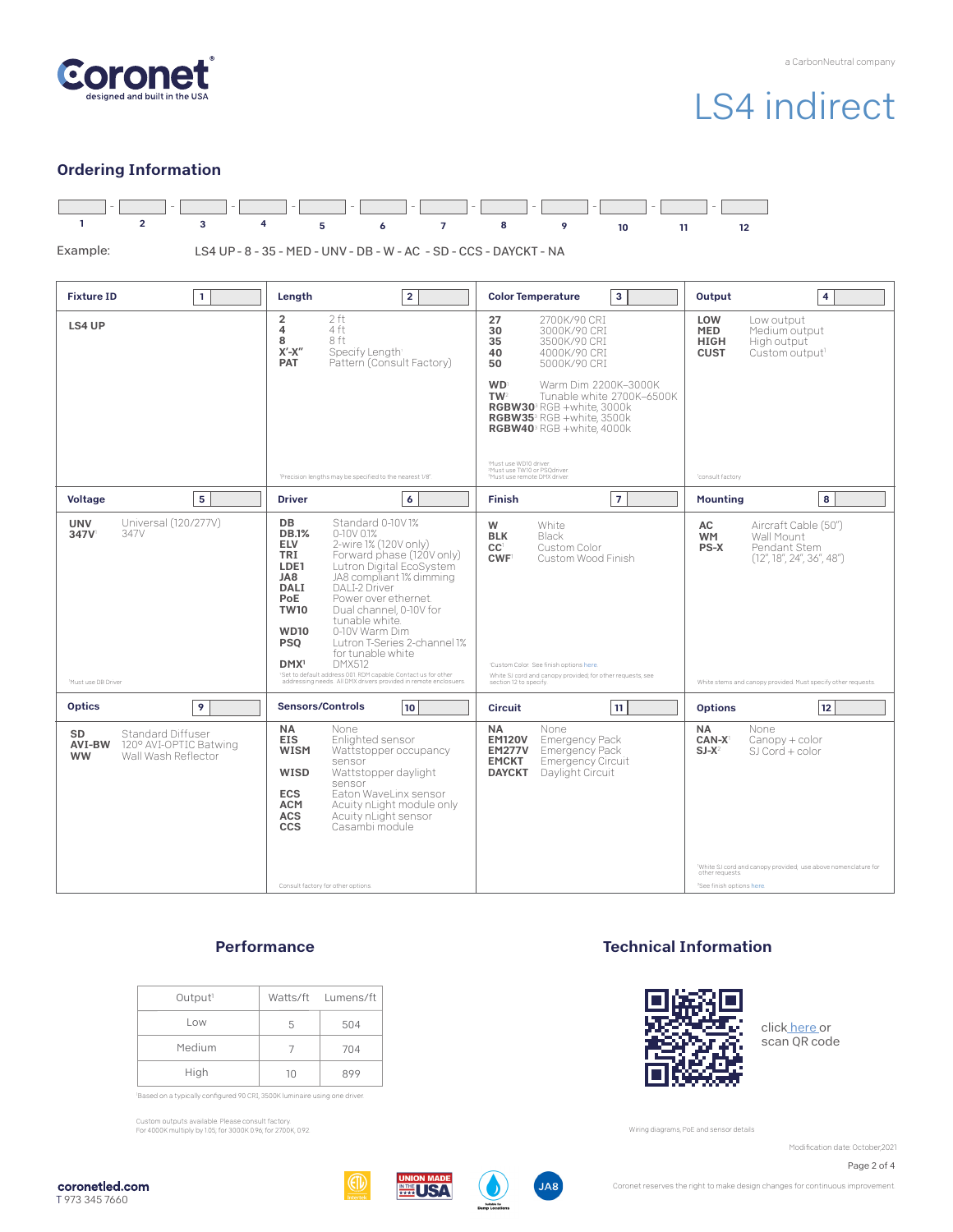Coronet
designed and built in the USA

a CarbonNeutral company

# LS4 indirect

## Ordering Information

| 1 | 2 | 3 | 4 | 5 | 6 | 7 | 8 | 9 | 10 | 11 | 12 |
|---|---|---|---|---|---|---|---|---|---|---|---|
| | | | | | | | | | | | |

Example: LS4 UP - 8 - 35 - MED - UNV - DB - W - AC - SD - CCS - DAYCKT - NA

### Fixture ID [1]

**LS4 UP**

### Length [2]

- **2** 2 ft
- **4** 4 ft
- **8** 8 ft
- **X'-X"** Specify Length[1]
- **PAT** Pattern (Consult Factory)

[1]Precision lengths may be specified to the nearest 1/8"

### Color Temperature [3]

- **27** 2700K/90 CRI
- **30** 3000K/90 CRI
- **35** 3500K/90 CRI
- **40** 4000K/90 CRI
- **50** 5000K/90 CRI
- **WD**[1] Warm Dim 2200K–3000K
- **TW**[2] Tunable white 2700K–6500K
- **RGBW30**[3] RGB +white, 3000k
- **RGBW35**[3] RGB +white, 3500k
- **RGBW40**[3] RGB +white, 4000k

[1]Must use WD10 driver
[2]Must use TW10 or PSQdriver
[3]Must use remote DMX driver

### Output [4]

- **LOW** Low output
- **MED** Medium output
- **HIGH** High output
- **CUST** Custom output[1]

[1]consult factory

### Voltage [5]

- **UNV** Universal (120/277V)
- **347V**[1] 347V

[1]Must use DB Driver

### Driver [6]

- **DB** Standard 0-10V 1%
- **DB.1%** 0-10V 0.1%
- **ELV** 2-wire 1% (120V only)
- **TRI** Forward phase (120V only)
- **LDE1** Lutron Digital EcoSystem
- **JA8** JA8 compliant 1% dimming
- **DALI** DALI-2 Driver
- **PoE** Power over ethernet
- **TW10** Dual channel, 0-10V for tunable white
- **WD10** 0-10V Warm Dim
- **PSQ** Lutron T-Series 2-channel 1% for tunable white
- **DMX**[1] DMX512

[1]Set to default address 001. RDM capable. Contact us for other addressing needs. All DMX drivers provided in remote enclosures.

### Finish [7]

- **W** White
- **BLK** Black
- **CC**[1] Custom Color
- **CWF**[1] Custom Wood Finish

[1]Custom Color. See finish options here.

White SJ cord and canopy provided, for other requests, see section 12 to specify

### Mounting [8]

- **AC** Aircraft Cable (50")
- **WM** Wall Mount
- **PS-X** Pendant Stem (12", 18", 24", 36", 48")

White stems and canopy provided. Must specify other requests.

### Optics [9]

- **SD** Standard Diffuser
- **AVI-BW** 120° AVI-OPTIC Batwing
- **WW** Wall Wash Reflector

### Sensors/Controls [10]

- **NA** None
- **EIS** Enlighted sensor
- **WISM** Wattstopper occupancy sensor
- **WISD** Wattstopper daylight sensor
- **ECS** Eaton WaveLinx sensor
- **ACM** Acuity nLight module only
- **ACS** Acuity nLight sensor
- **CCS** Casambi module

Consult factory for other options

### Circuit [11]

- **NA** None
- **EM120V** Emergency Pack
- **EM277V** Emergency Pack
- **EMCKT** Emergency Circuit
- **DAYCKT** Daylight Circuit

### Options [12]

- **NA** None
- **CAN-X**[1] Canopy + color
- **SJ-X**[2] SJ Cord + color

[1]White SJ cord and canopy provided, use above nomenclature for other requests
[2]See finish options here

## Performance

| Output[1] | Watts/ft | Lumens/ft |
|---|---|---|
| Low | 5 | 504 |
| Medium | 7 | 704 |
| High | 10 | 899 |

[1]Based on a typically configured 90 CRI, 3500K luminaire using one driver

Custom outputs available. Please consult factory.
For 4000K multiply by 1.05; for 3000K 0.96; for 2700K, 0.92

## Technical Information

click here or scan QR code

Wiring diagrams, PoE and sensor details

Modification date: October,2021

coronetled.com
T 973 345 7660

Coronet reserves the right to make design changes for continuous improvement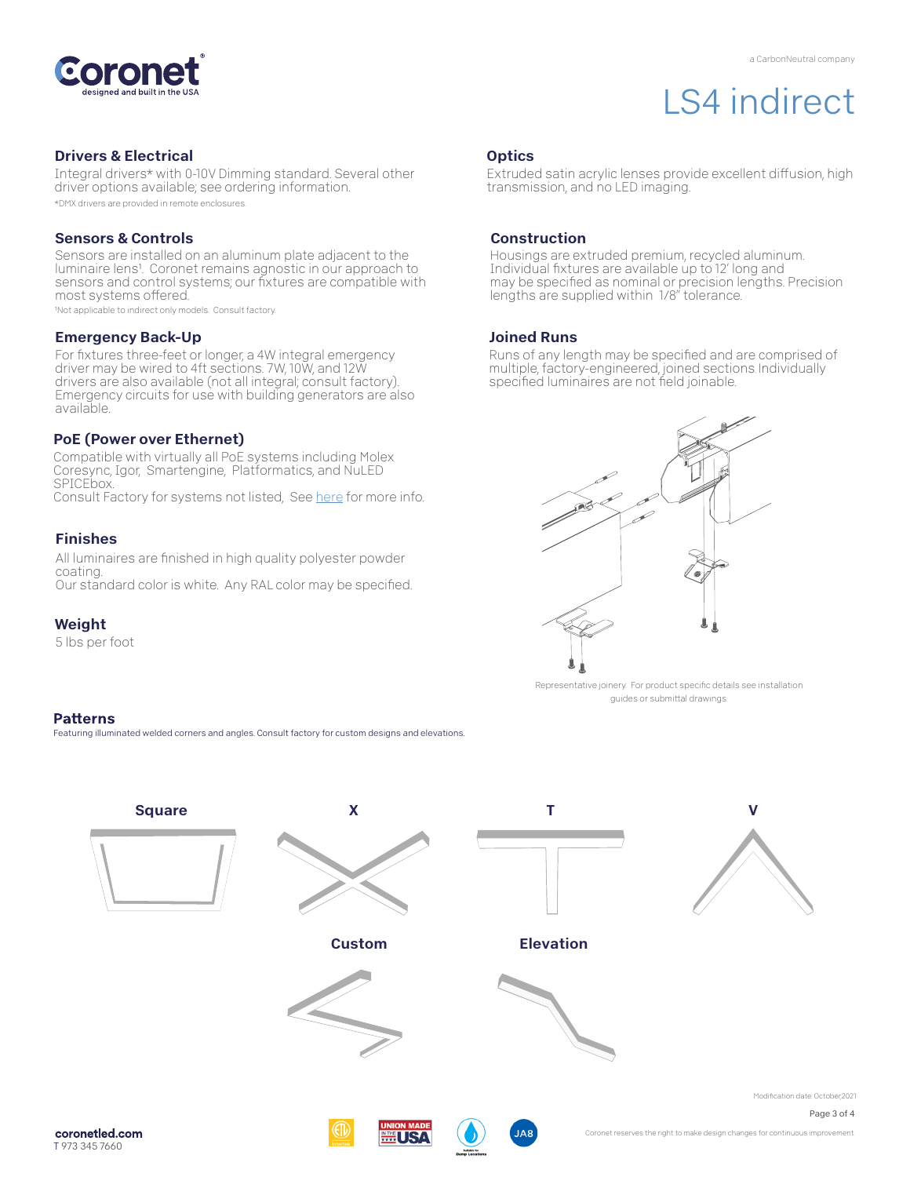# LS4 indirect

## Drivers & Electrical

Integral drivers* with 0-10V Dimming standard. Several other driver options available; see ordering information.

*DMX drivers are provided in remote enclosures.

## Sensors & Controls

Sensors are installed on an aluminum plate adjacent to the luminaire lens[1]. Coronet remains agnostic in our approach to sensors and control systems; our fixtures are compatible with most systems offered.

[1]Not applicable to indirect only models. Consult factory.

## Emergency Back-Up

For fixtures three-feet or longer, a 4W integral emergency driver may be wired to 4ft sections. 7W, 10W, and 12W drivers are also available (not all integral; consult factory). Emergency circuits for use with building generators are also available.

## PoE (Power over Ethernet)

Compatible with virtually all PoE systems including Molex Coresync, Igor, Smartengine, Platformatics, and NuLED SPICEbox.
Consult Factory for systems not listed, See here for more info.

## Finishes

All luminaires are finished in high quality polyester powder coating.
Our standard color is white. Any RAL color may be specified.

## Weight

5 lbs per foot

## Optics

Extruded satin acrylic lenses provide excellent diffusion, high transmission, and no LED imaging.

## Construction

Housings are extruded premium, recycled aluminum. Individual fixtures are available up to 12' long and may be specified as nominal or precision lengths. Precision lengths are supplied within 1/8" tolerance.

## Joined Runs

Runs of any length may be specified and are comprised of multiple, factory-engineered, joined sections. Individually specified luminaires are not field joinable.

Representative joinery. For product specific details see installation guides or submittal drawings.

## Patterns

Featuring illuminated welded corners and angles. Consult factory for custom designs and elevations.

Square

X

T

V

Custom

Elevation

Modification date: October,2021

coronetled.com
T 973 345 7660

Coronet reserves the right to make design changes for continuous improvement.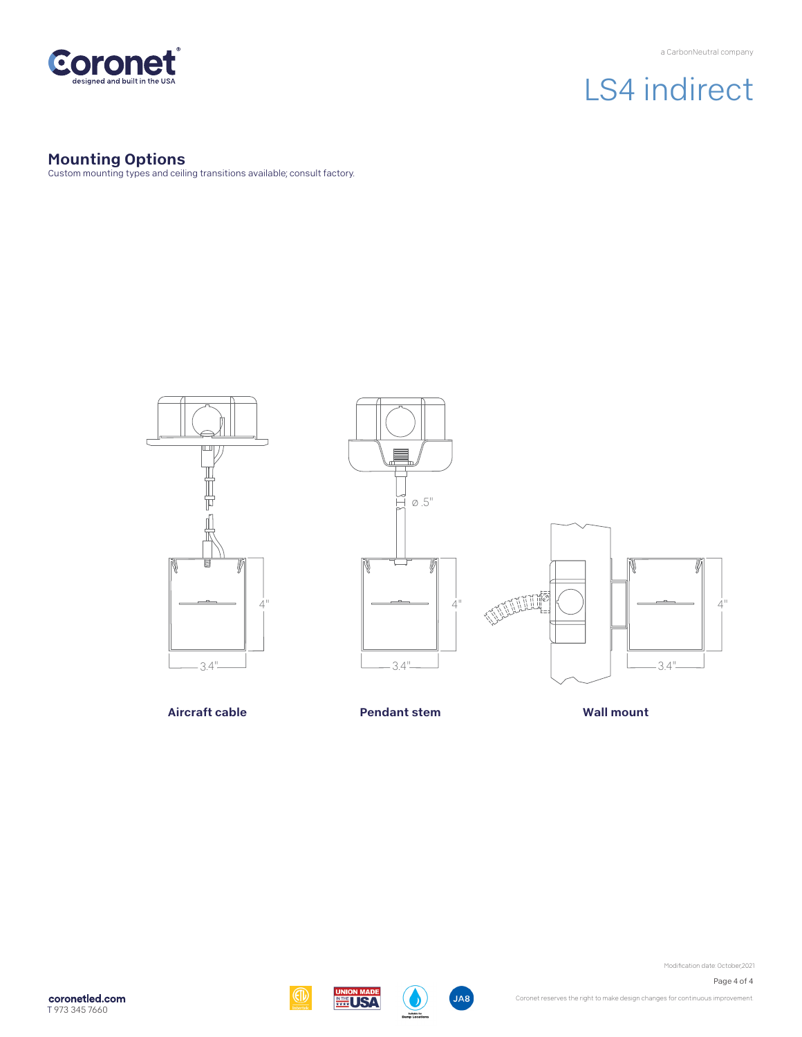# LS4 indirect

## Mounting Options

Custom mounting types and ceiling transitions available; consult factory.

ø .5"

4"

3.4"

4"

3.4"

4"

3.4"

**Aircraft cable**

**Pendant stem**

**Wall mount**

Modification date: October,2021

**coronetled.com**
T 973 345 7660

Coronet reserves the right to make design changes for continuous improvement.